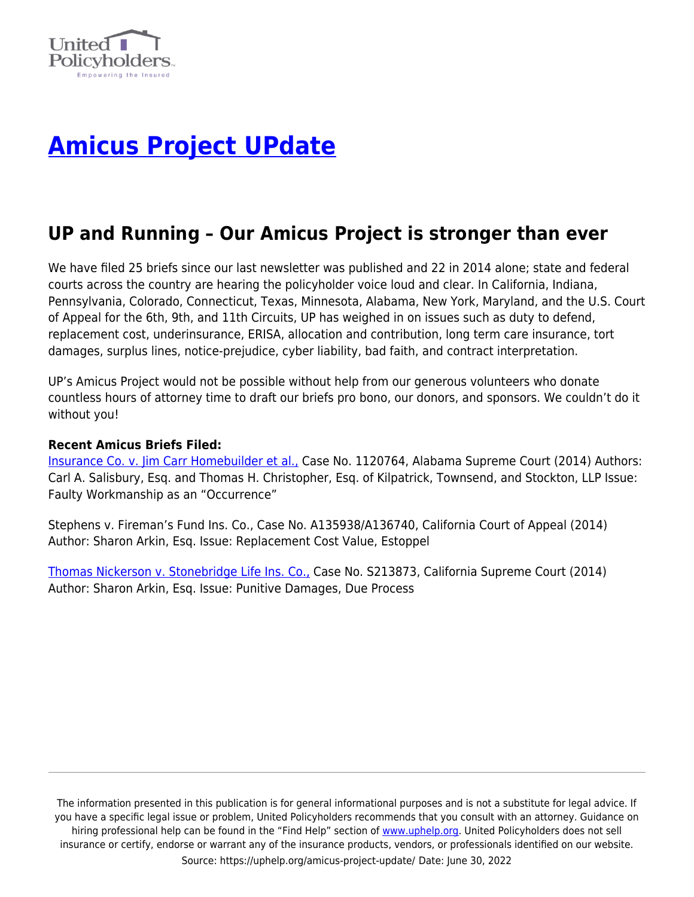# [Amicus Project UPdate](#)

## UP and Running – Our Amicus Project is stronger than ever

We have filed 25 briefs since our last newsletter was published and 22 in 2014 alone; state and federal courts across the country are hearing the policyholder voice loud and clear. In California, Indiana, Pennsylvania, Colorado, Connecticut, Texas, Minnesota, Alabama, New York, Maryland, and the U.S. Court of Appeal for the 6th, 9th, and 11th Circuits, UP has weighed in on issues such as duty to defend, replacement cost, underinsurance, ERISA, allocation and contribution, long term care insurance, tort damages, surplus lines, notice-prejudice, cyber liability, bad faith, and contract interpretation.

UP's Amicus Project would not be possible without help from our generous volunteers who donate countless hours of attorney time to draft our briefs pro bono, our donors, and sponsors. We couldn't do it without you!

**Recent Amicus Briefs Filed:**
Insurance Co. v. Jim Carr Homebuilder et al., Case No. 1120764, Alabama Supreme Court (2014) Authors: Carl A. Salisbury, Esq. and Thomas H. Christopher, Esq. of Kilpatrick, Townsend, and Stockton, LLP Issue: Faulty Workmanship as an "Occurrence"

Stephens v. Fireman's Fund Ins. Co., Case No. A135938/A136740, California Court of Appeal (2014) Author: Sharon Arkin, Esq. Issue: Replacement Cost Value, Estoppel

Thomas Nickerson v. Stonebridge Life Ins. Co., Case No. S213873, California Supreme Court (2014) Author: Sharon Arkin, Esq. Issue: Punitive Damages, Due Process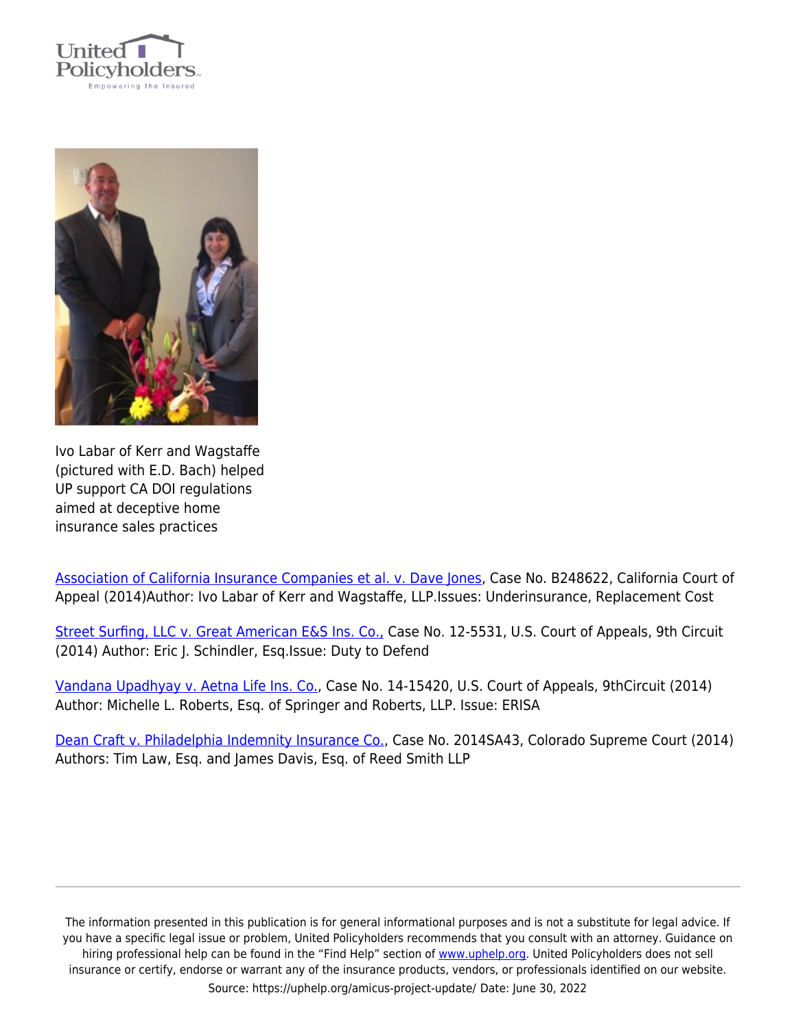Ivo Labar of Kerr and Wagstaffe (pictured with E.D. Bach) helped UP support CA DOI regulations aimed at deceptive home insurance sales practices

Association of California Insurance Companies et al. v. Dave Jones, Case No. B248622, California Court of Appeal (2014)Author: Ivo Labar of Kerr and Wagstaffe, LLP.Issues: Underinsurance, Replacement Cost

Street Surfing, LLC v. Great American E&S Ins. Co., Case No. 12-5531, U.S. Court of Appeals, 9th Circuit (2014) Author: Eric J. Schindler, Esq.Issue: Duty to Defend

Vandana Upadhyay v. Aetna Life Ins. Co., Case No. 14-15420, U.S. Court of Appeals, 9thCircuit (2014) Author: Michelle L. Roberts, Esq. of Springer and Roberts, LLP. Issue: ERISA

Dean Craft v. Philadelphia Indemnity Insurance Co., Case No. 2014SA43, Colorado Supreme Court (2014) Authors: Tim Law, Esq. and James Davis, Esq. of Reed Smith LLP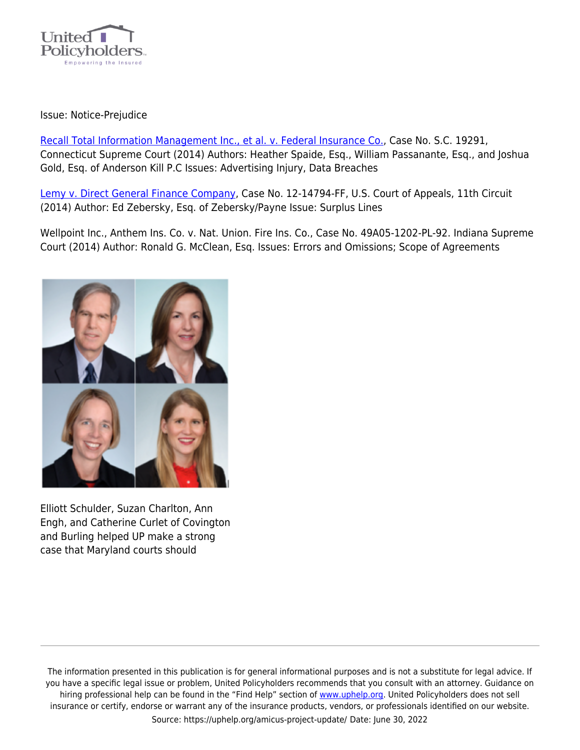Issue: Notice-Prejudice

[Recall Total Information Management Inc., et al. v. Federal Insurance Co.](#), Case No. S.C. 19291, Connecticut Supreme Court (2014) Authors: Heather Spaide, Esq., William Passanante, Esq., and Joshua Gold, Esq. of Anderson Kill P.C Issues: Advertising Injury, Data Breaches

[Lemy v. Direct General Finance Company](#), Case No. 12-14794-FF, U.S. Court of Appeals, 11th Circuit (2014) Author: Ed Zebersky, Esq. of Zebersky/Payne Issue: Surplus Lines

Wellpoint Inc., Anthem Ins. Co. v. Nat. Union. Fire Ins. Co., Case No. 49A05-1202-PL-92. Indiana Supreme Court (2014) Author: Ronald G. McClean, Esq. Issues: Errors and Omissions; Scope of Agreements

Elliott Schulder, Suzan Charlton, Ann Engh, and Catherine Curlet of Covington and Burling helped UP make a strong case that Maryland courts should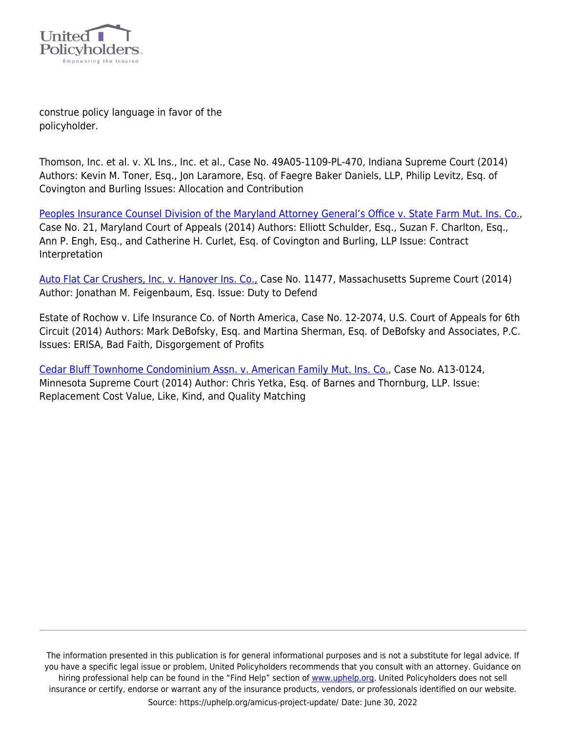construe policy language in favor of the policyholder.

Thomson, Inc. et al. v. XL Ins., Inc. et al., Case No. 49A05-1109-PL-470, Indiana Supreme Court (2014) Authors: Kevin M. Toner, Esq., Jon Laramore, Esq. of Faegre Baker Daniels, LLP, Philip Levitz, Esq. of Covington and Burling Issues: Allocation and Contribution

Peoples Insurance Counsel Division of the Maryland Attorney General's Office v. State Farm Mut. Ins. Co., Case No. 21, Maryland Court of Appeals (2014) Authors: Elliott Schulder, Esq., Suzan F. Charlton, Esq., Ann P. Engh, Esq., and Catherine H. Curlet, Esq. of Covington and Burling, LLP Issue: Contract Interpretation

Auto Flat Car Crushers, Inc. v. Hanover Ins. Co., Case No. 11477, Massachusetts Supreme Court (2014) Author: Jonathan M. Feigenbaum, Esq. Issue: Duty to Defend

Estate of Rochow v. Life Insurance Co. of North America, Case No. 12-2074, U.S. Court of Appeals for 6th Circuit (2014) Authors: Mark DeBofsky, Esq. and Martina Sherman, Esq. of DeBofsky and Associates, P.C. Issues: ERISA, Bad Faith, Disgorgement of Profits

Cedar Bluff Townhome Condominium Assn. v. American Family Mut. Ins. Co., Case No. A13-0124, Minnesota Supreme Court (2014) Author: Chris Yetka, Esq. of Barnes and Thornburg, LLP. Issue: Replacement Cost Value, Like, Kind, and Quality Matching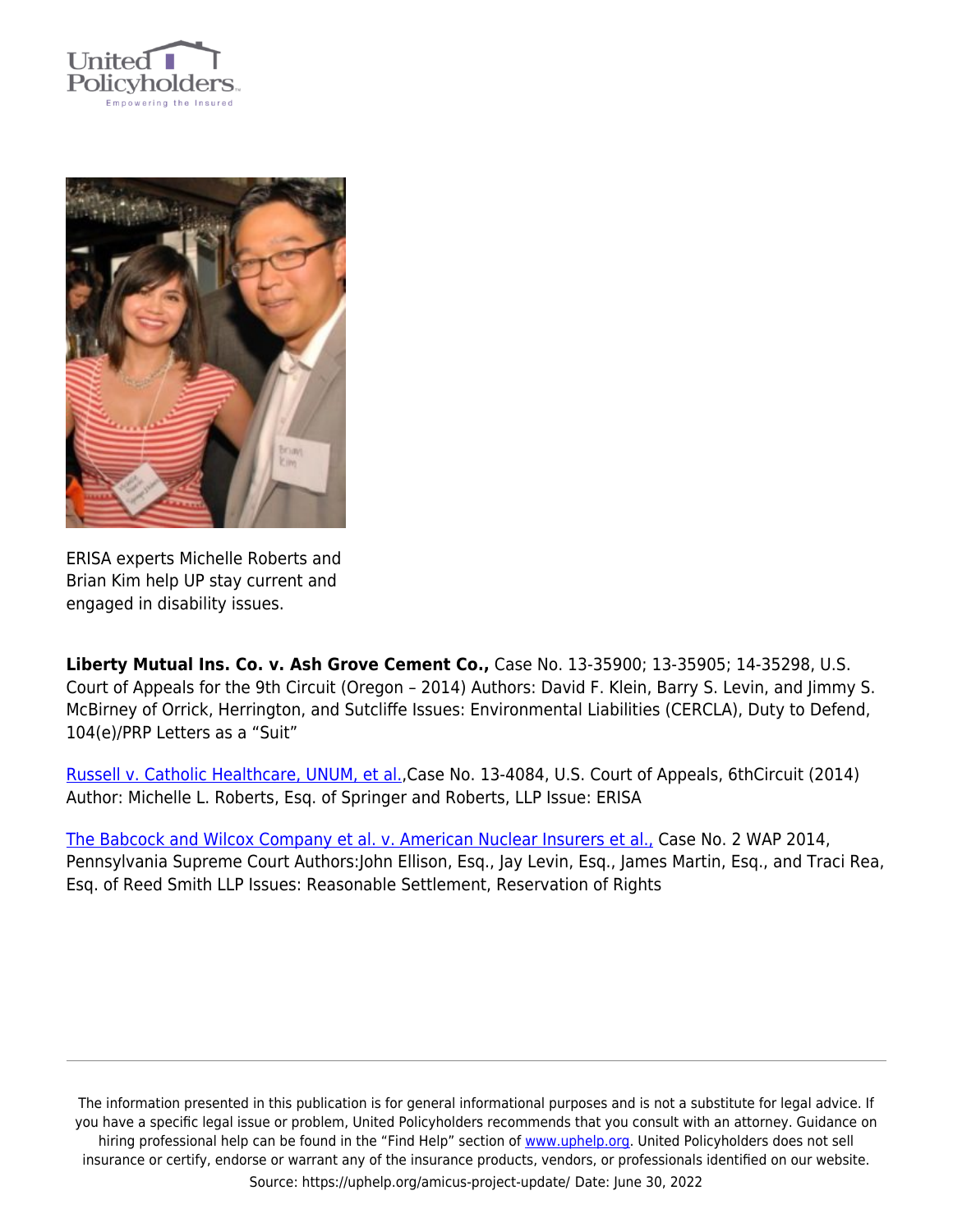ERISA experts Michelle Roberts and Brian Kim help UP stay current and engaged in disability issues.

**Liberty Mutual Ins. Co. v. Ash Grove Cement Co.,** Case No. 13-35900; 13-35905; 14-35298, U.S. Court of Appeals for the 9th Circuit (Oregon – 2014) Authors: David F. Klein, Barry S. Levin, and Jimmy S. McBirney of Orrick, Herrington, and Sutcliffe Issues: Environmental Liabilities (CERCLA), Duty to Defend, 104(e)/PRP Letters as a "Suit"

Russell v. Catholic Healthcare, UNUM, et al.,Case No. 13-4084, U.S. Court of Appeals, 6thCircuit (2014) Author: Michelle L. Roberts, Esq. of Springer and Roberts, LLP Issue: ERISA

The Babcock and Wilcox Company et al. v. American Nuclear Insurers et al., Case No. 2 WAP 2014, Pennsylvania Supreme Court Authors:John Ellison, Esq., Jay Levin, Esq., James Martin, Esq., and Traci Rea, Esq. of Reed Smith LLP Issues: Reasonable Settlement, Reservation of Rights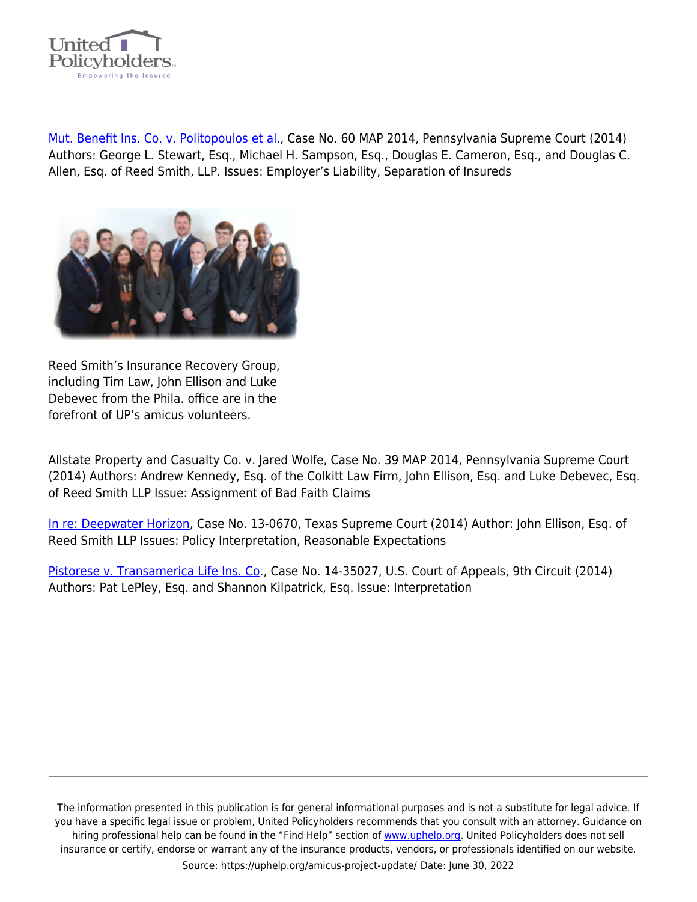Mut. Benefit Ins. Co. v. Politopoulos et al., Case No. 60 MAP 2014, Pennsylvania Supreme Court (2014) Authors: George L. Stewart, Esq., Michael H. Sampson, Esq., Douglas E. Cameron, Esq., and Douglas C. Allen, Esq. of Reed Smith, LLP. Issues: Employer's Liability, Separation of Insureds

Reed Smith's Insurance Recovery Group, including Tim Law, John Ellison and Luke Debevec from the Phila. office are in the forefront of UP's amicus volunteers.

Allstate Property and Casualty Co. v. Jared Wolfe, Case No. 39 MAP 2014, Pennsylvania Supreme Court (2014) Authors: Andrew Kennedy, Esq. of the Colkitt Law Firm, John Ellison, Esq. and Luke Debevec, Esq. of Reed Smith LLP Issue: Assignment of Bad Faith Claims

In re: Deepwater Horizon, Case No. 13-0670, Texas Supreme Court (2014) Author: John Ellison, Esq. of Reed Smith LLP Issues: Policy Interpretation, Reasonable Expectations

Pistorese v. Transamerica Life Ins. Co., Case No. 14-35027, U.S. Court of Appeals, 9th Circuit (2014) Authors: Pat LePley, Esq. and Shannon Kilpatrick, Esq. Issue: Interpretation

The information presented in this publication is for general informational purposes and is not a substitute for legal advice. If you have a specific legal issue or problem, United Policyholders recommends that you consult with an attorney. Guidance on hiring professional help can be found in the "Find Help" section of www.uphelp.org. United Policyholders does not sell insurance or certify, endorse or warrant any of the insurance products, vendors, or professionals identified on our website.

Source: https://uphelp.org/amicus-project-update/ Date: June 30, 2022